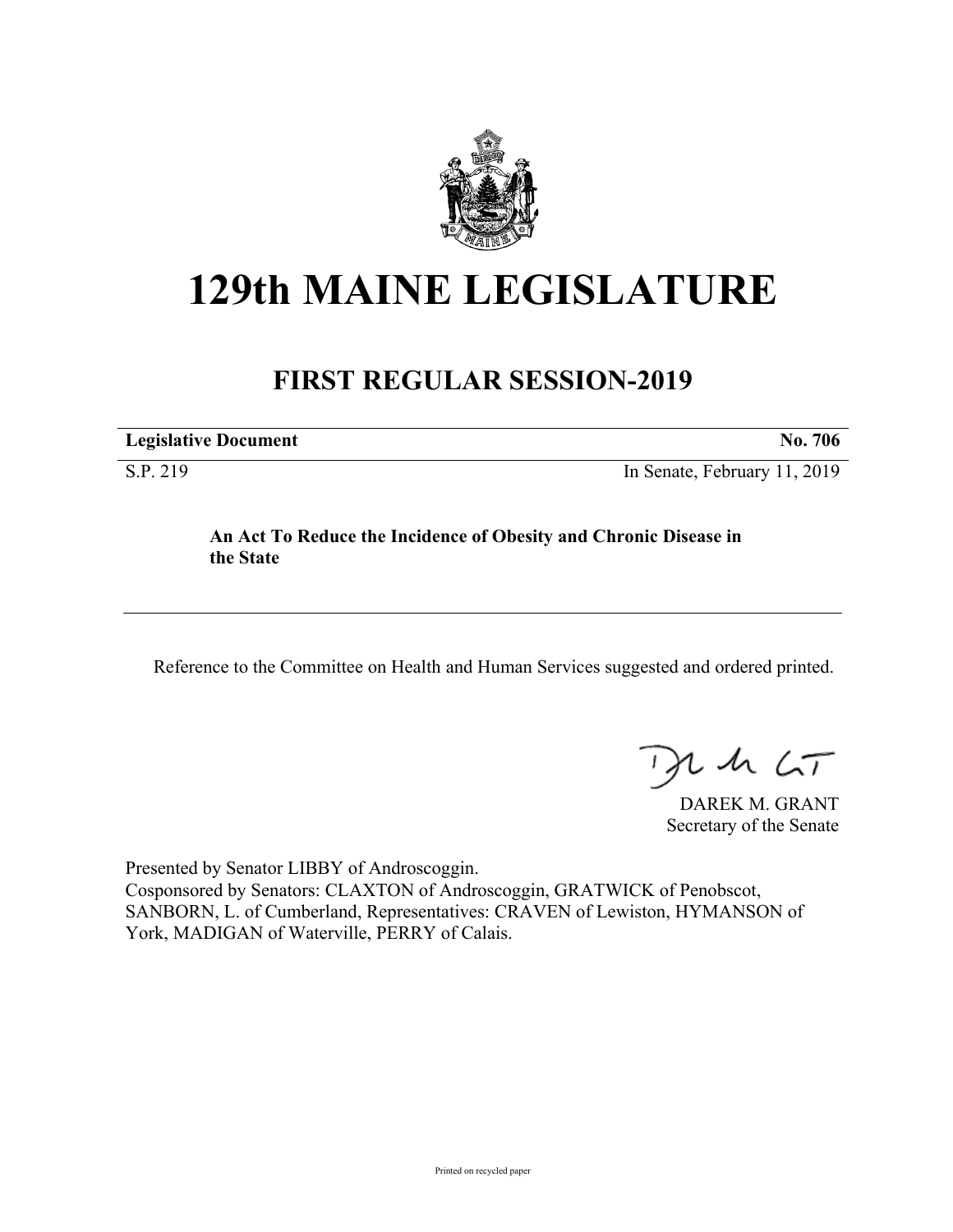# 129th MAINE LEGISLATURE

## FIRST REGULAR SESSION-2019

| **Legislative Document** | **No. 706** |
|---|---|
| S.P. 219 | In Senate, February 11, 2019 |

**An Act To Reduce the Incidence of Obesity and Chronic Disease in the State**

---

Reference to the Committee on Health and Human Services suggested and ordered printed.

DAREK M. GRANT
Secretary of the Senate

Presented by Senator LIBBY of Androscoggin.
Cosponsored by Senators: CLAXTON of Androscoggin, GRATWICK of Penobscot, SANBORN, L. of Cumberland, Representatives: CRAVEN of Lewiston, HYMANSON of York, MADIGAN of Waterville, PERRY of Calais.

Printed on recycled paper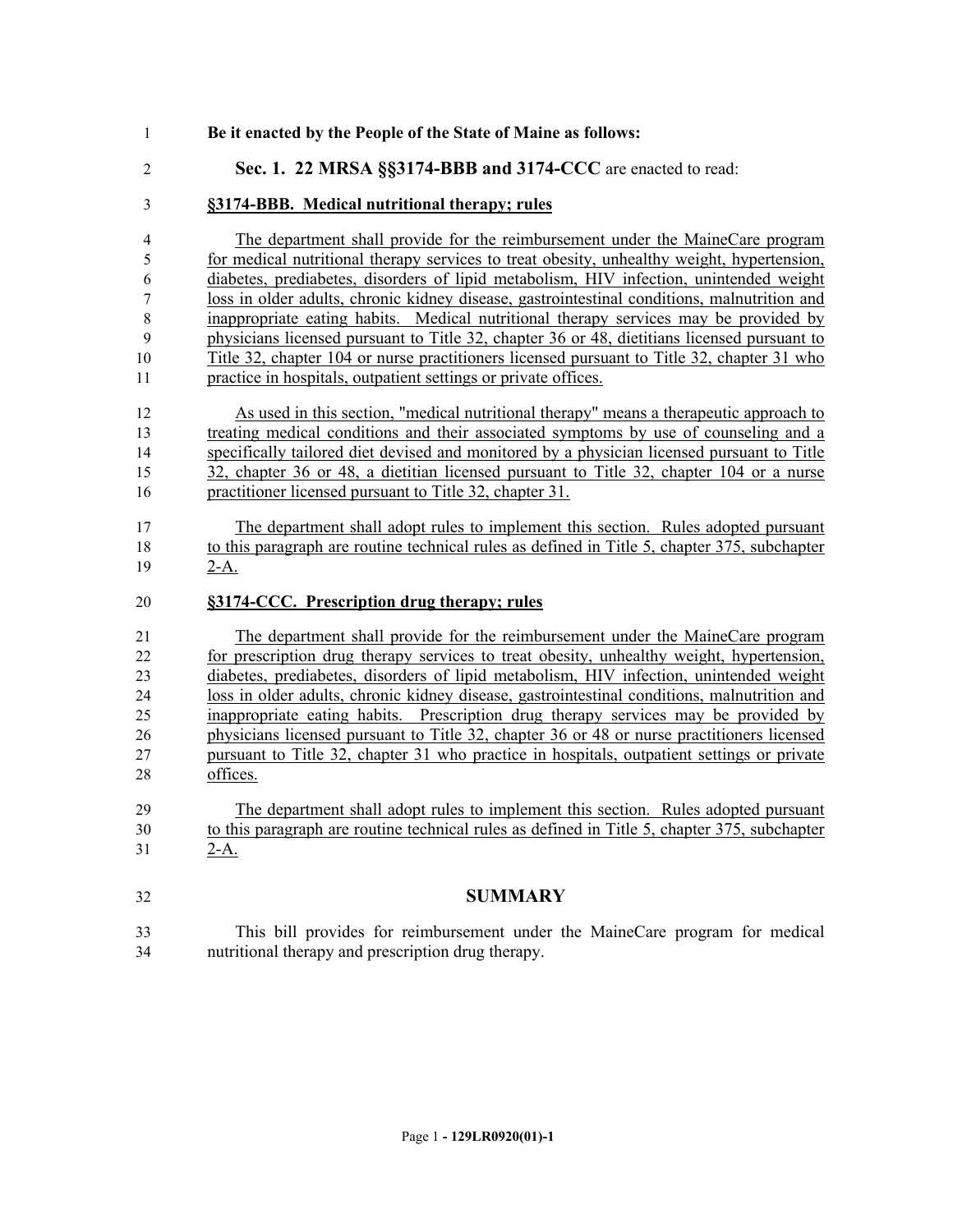**Be it enacted by the People of the State of Maine as follows:**

**Sec. 1. 22 MRSA §§3174-BBB and 3174-CCC** are enacted to read:

**§3174-BBB. Medical nutritional therapy; rules**

The department shall provide for the reimbursement under the MaineCare program for medical nutritional therapy services to treat obesity, unhealthy weight, hypertension, diabetes, prediabetes, disorders of lipid metabolism, HIV infection, unintended weight loss in older adults, chronic kidney disease, gastrointestinal conditions, malnutrition and inappropriate eating habits. Medical nutritional therapy services may be provided by physicians licensed pursuant to Title 32, chapter 36 or 48, dietitians licensed pursuant to Title 32, chapter 104 or nurse practitioners licensed pursuant to Title 32, chapter 31 who practice in hospitals, outpatient settings or private offices.

As used in this section, "medical nutritional therapy" means a therapeutic approach to treating medical conditions and their associated symptoms by use of counseling and a specifically tailored diet devised and monitored by a physician licensed pursuant to Title 32, chapter 36 or 48, a dietitian licensed pursuant to Title 32, chapter 104 or a nurse practitioner licensed pursuant to Title 32, chapter 31.

The department shall adopt rules to implement this section. Rules adopted pursuant to this paragraph are routine technical rules as defined in Title 5, chapter 375, subchapter 2-A.

**§3174-CCC. Prescription drug therapy; rules**

The department shall provide for the reimbursement under the MaineCare program for prescription drug therapy services to treat obesity, unhealthy weight, hypertension, diabetes, prediabetes, disorders of lipid metabolism, HIV infection, unintended weight loss in older adults, chronic kidney disease, gastrointestinal conditions, malnutrition and inappropriate eating habits. Prescription drug therapy services may be provided by physicians licensed pursuant to Title 32, chapter 36 or 48 or nurse practitioners licensed pursuant to Title 32, chapter 31 who practice in hospitals, outpatient settings or private offices.

The department shall adopt rules to implement this section. Rules adopted pursuant to this paragraph are routine technical rules as defined in Title 5, chapter 375, subchapter 2-A.

## SUMMARY

This bill provides for reimbursement under the MaineCare program for medical nutritional therapy and prescription drug therapy.